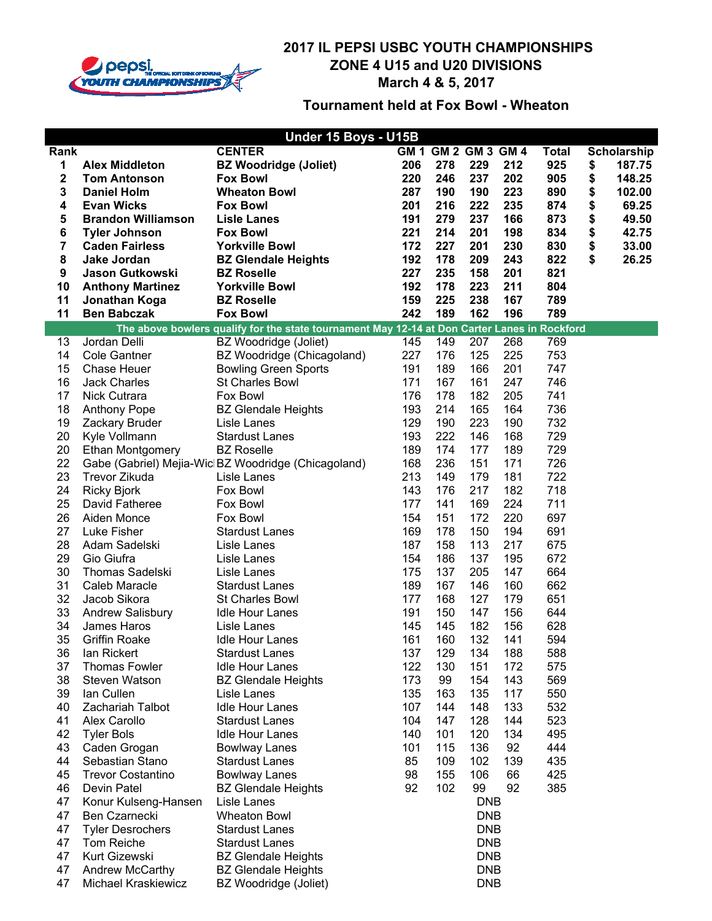# 2017 IL PEPSI USBC YOUTH CHAMPIONSHIPS
## ZONE 4 U15 and U20 DIVISIONS
### March 4 & 5, 2017

### Tournament held at Fox Bowl - Wheaton

| Under 15 Boys - U15B | | | | | | | | |
|---|---|---|---|---|---|---|---|---|
| **Rank** | | **CENTER** | **GM 1** | **GM 2** | **GM 3** | **GM 4** | **Total** | **Scholarship** |
| **1** | **Alex Middleton** | **BZ Woodridge (Joliet)** | **206** | **278** | **229** | **212** | **925** | **$ 187.75** |
| **2** | **Tom Antonson** | **Fox Bowl** | **220** | **246** | **237** | **202** | **905** | **$ 148.25** |
| **3** | **Daniel Holm** | **Wheaton Bowl** | **287** | **190** | **190** | **223** | **890** | **$ 102.00** |
| **4** | **Evan Wicks** | **Fox Bowl** | **201** | **216** | **222** | **235** | **874** | **$ 69.25** |
| **5** | **Brandon Williamson** | **Lisle Lanes** | **191** | **279** | **237** | **166** | **873** | **$ 49.50** |
| **6** | **Tyler Johnson** | **Fox Bowl** | **221** | **214** | **201** | **198** | **834** | **$ 42.75** |
| **7** | **Caden Fairless** | **Yorkville Bowl** | **172** | **227** | **201** | **230** | **830** | **$ 33.00** |
| **8** | **Jake Jordan** | **BZ Glendale Heights** | **192** | **178** | **209** | **243** | **822** | **$ 26.25** |
| **9** | **Jason Gutkowski** | **BZ Roselle** | **227** | **235** | **158** | **201** | **821** | |
| **10** | **Anthony Martinez** | **Yorkville Bowl** | **192** | **178** | **223** | **211** | **804** | |
| **11** | **Jonathan Koga** | **BZ Roselle** | **159** | **225** | **238** | **167** | **789** | |
| **11** | **Ben Babczak** | **Fox Bowl** | **242** | **189** | **162** | **196** | **789** | |
| **The above bowlers qualify for the state tournament May 12-14 at Don Carter Lanes in Rockford** | | | | | | | | |
| 13 | Jordan Delli | BZ Woodridge (Joliet) | 145 | 149 | 207 | 268 | 769 | |
| 14 | Cole Gantner | BZ Woodridge (Chicagoland) | 227 | 176 | 125 | 225 | 753 | |
| 15 | Chase Heuer | Bowling Green Sports | 191 | 189 | 166 | 201 | 747 | |
| 16 | Jack Charles | St Charles Bowl | 171 | 167 | 161 | 247 | 746 | |
| 17 | Nick Cutrara | Fox Bowl | 176 | 178 | 182 | 205 | 741 | |
| 18 | Anthony Pope | BZ Glendale Heights | 193 | 214 | 165 | 164 | 736 | |
| 19 | Zackary Bruder | Lisle Lanes | 129 | 190 | 223 | 190 | 732 | |
| 20 | Kyle Vollmann | Stardust Lanes | 193 | 222 | 146 | 168 | 729 | |
| 20 | Ethan Montgomery | BZ Roselle | 189 | 174 | 177 | 189 | 729 | |
| 22 | Gabe (Gabriel) Mejia-Wic | BZ Woodridge (Chicagoland) | 168 | 236 | 151 | 171 | 726 | |
| 23 | Trevor Zikuda | Lisle Lanes | 213 | 149 | 179 | 181 | 722 | |
| 24 | Ricky Bjork | Fox Bowl | 143 | 176 | 217 | 182 | 718 | |
| 25 | David Fatheree | Fox Bowl | 177 | 141 | 169 | 224 | 711 | |
| 26 | Aiden Monce | Fox Bowl | 154 | 151 | 172 | 220 | 697 | |
| 27 | Luke Fisher | Stardust Lanes | 169 | 178 | 150 | 194 | 691 | |
| 28 | Adam Sadelski | Lisle Lanes | 187 | 158 | 113 | 217 | 675 | |
| 29 | Gio Giufra | Lisle Lanes | 154 | 186 | 137 | 195 | 672 | |
| 30 | Thomas Sadelski | Lisle Lanes | 175 | 137 | 205 | 147 | 664 | |
| 31 | Caleb Maracle | Stardust Lanes | 189 | 167 | 146 | 160 | 662 | |
| 32 | Jacob Sikora | St Charles Bowl | 177 | 168 | 127 | 179 | 651 | |
| 33 | Andrew Salisbury | Idle Hour Lanes | 191 | 150 | 147 | 156 | 644 | |
| 34 | James Haros | Lisle Lanes | 145 | 145 | 182 | 156 | 628 | |
| 35 | Griffin Roake | Idle Hour Lanes | 161 | 160 | 132 | 141 | 594 | |
| 36 | Ian Rickert | Stardust Lanes | 137 | 129 | 134 | 188 | 588 | |
| 37 | Thomas Fowler | Idle Hour Lanes | 122 | 130 | 151 | 172 | 575 | |
| 38 | Steven Watson | BZ Glendale Heights | 173 | 99 | 154 | 143 | 569 | |
| 39 | Ian Cullen | Lisle Lanes | 135 | 163 | 135 | 117 | 550 | |
| 40 | Zachariah Talbot | Idle Hour Lanes | 107 | 144 | 148 | 133 | 532 | |
| 41 | Alex Carollo | Stardust Lanes | 104 | 147 | 128 | 144 | 523 | |
| 42 | Tyler Bols | Idle Hour Lanes | 140 | 101 | 120 | 134 | 495 | |
| 43 | Caden Grogan | Bowlway Lanes | 101 | 115 | 136 | 92 | 444 | |
| 44 | Sebastian Stano | Stardust Lanes | 85 | 109 | 102 | 139 | 435 | |
| 45 | Trevor Costantino | Bowlway Lanes | 98 | 155 | 106 | 66 | 425 | |
| 46 | Devin Patel | BZ Glendale Heights | 92 | 102 | 99 | 92 | 385 | |
| 47 | Konur Kulseng-Hansen | Lisle Lanes | | | DNB | | | |
| 47 | Ben Czarnecki | Wheaton Bowl | | | DNB | | | |
| 47 | Tyler Desrochers | Stardust Lanes | | | DNB | | | |
| 47 | Tom Reiche | Stardust Lanes | | | DNB | | | |
| 47 | Kurt Gizewski | BZ Glendale Heights | | | DNB | | | |
| 47 | Andrew McCarthy | BZ Glendale Heights | | | DNB | | | |
| 47 | Michael Kraskiewicz | BZ Woodridge (Joliet) | | | DNB | | | |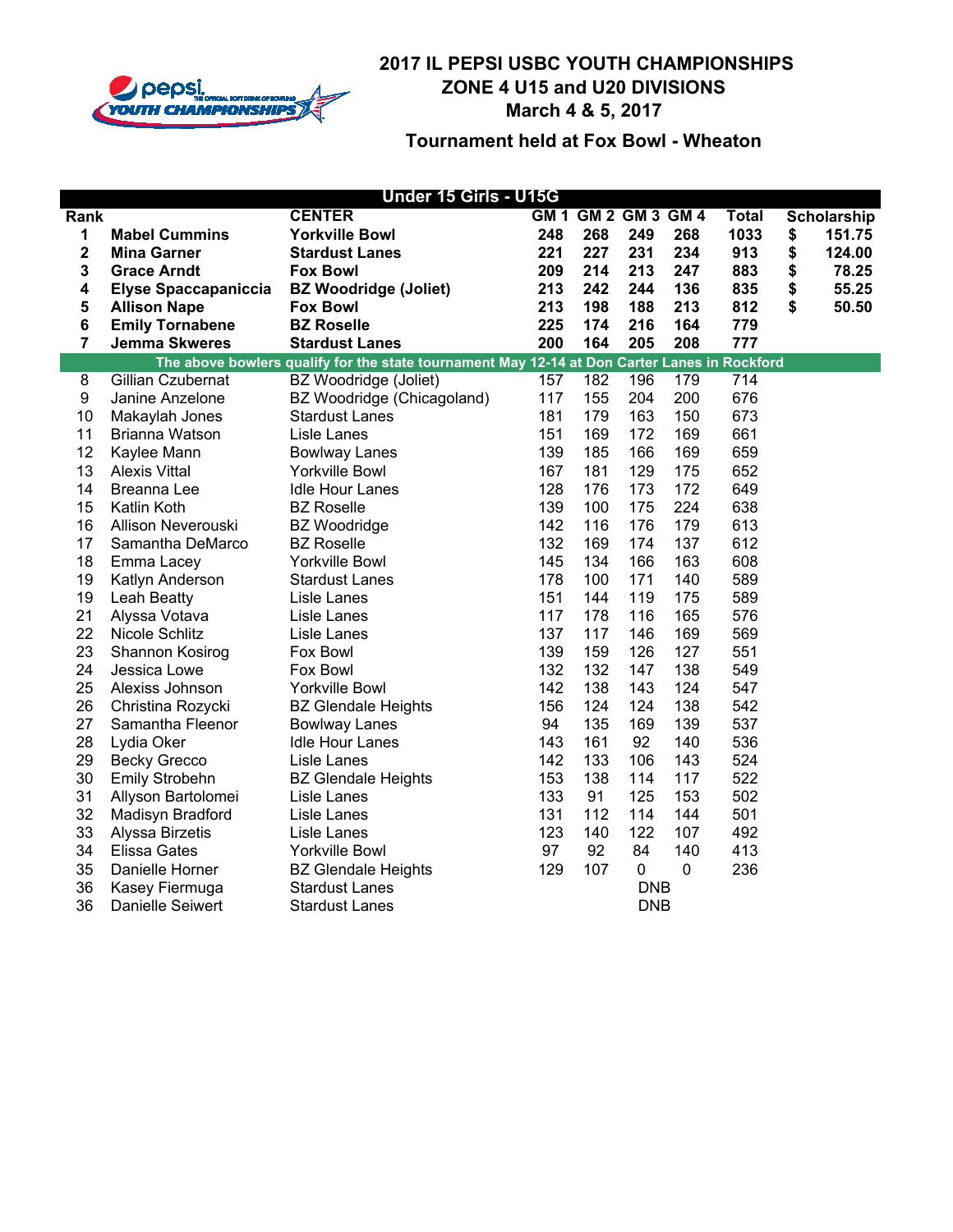# 2017 IL PEPSI USBC YOUTH CHAMPIONSHIPS
## ZONE 4 U15 and U20 DIVISIONS
### March 4 & 5, 2017

### Tournament held at Fox Bowl - Wheaton

| Under 15 Girls - U15G | | | | | | | | |
|---|---|---|---|---|---|---|---|---|
| **Rank** | | **CENTER** | **GM 1** | **GM 2** | **GM 3** | **GM 4** | **Total** | **Scholarship** |
| **1** | **Mabel Cummins** | **Yorkville Bowl** | **248** | **268** | **249** | **268** | **1033** | **$ 151.75** |
| **2** | **Mina Garner** | **Stardust Lanes** | **221** | **227** | **231** | **234** | **913** | **$ 124.00** |
| **3** | **Grace Arndt** | **Fox Bowl** | **209** | **214** | **213** | **247** | **883** | **$ 78.25** |
| **4** | **Elyse Spaccapaniccia** | **BZ Woodridge (Joliet)** | **213** | **242** | **244** | **136** | **835** | **$ 55.25** |
| **5** | **Allison Nape** | **Fox Bowl** | **213** | **198** | **188** | **213** | **812** | **$ 50.50** |
| **6** | **Emily Tornabene** | **BZ Roselle** | **225** | **174** | **216** | **164** | **779** | |
| **7** | **Jemma Skweres** | **Stardust Lanes** | **200** | **164** | **205** | **208** | **777** | |
| **The above bowlers qualify for the state tournament May 12-14 at Don Carter Lanes in Rockford** | | | | | | | | |
| 8 | Gillian Czubernat | BZ Woodridge (Joliet) | 157 | 182 | 196 | 179 | 714 | |
| 9 | Janine Anzelone | BZ Woodridge (Chicagoland) | 117 | 155 | 204 | 200 | 676 | |
| 10 | Makaylah Jones | Stardust Lanes | 181 | 179 | 163 | 150 | 673 | |
| 11 | Brianna Watson | Lisle Lanes | 151 | 169 | 172 | 169 | 661 | |
| 12 | Kaylee Mann | Bowlway Lanes | 139 | 185 | 166 | 169 | 659 | |
| 13 | Alexis Vittal | Yorkville Bowl | 167 | 181 | 129 | 175 | 652 | |
| 14 | Breanna Lee | Idle Hour Lanes | 128 | 176 | 173 | 172 | 649 | |
| 15 | Katlin Koth | BZ Roselle | 139 | 100 | 175 | 224 | 638 | |
| 16 | Allison Neverouski | BZ Woodridge | 142 | 116 | 176 | 179 | 613 | |
| 17 | Samantha DeMarco | BZ Roselle | 132 | 169 | 174 | 137 | 612 | |
| 18 | Emma Lacey | Yorkville Bowl | 145 | 134 | 166 | 163 | 608 | |
| 19 | Katlyn Anderson | Stardust Lanes | 178 | 100 | 171 | 140 | 589 | |
| 19 | Leah Beatty | Lisle Lanes | 151 | 144 | 119 | 175 | 589 | |
| 21 | Alyssa Votava | Lisle Lanes | 117 | 178 | 116 | 165 | 576 | |
| 22 | Nicole Schlitz | Lisle Lanes | 137 | 117 | 146 | 169 | 569 | |
| 23 | Shannon Kosirog | Fox Bowl | 139 | 159 | 126 | 127 | 551 | |
| 24 | Jessica Lowe | Fox Bowl | 132 | 132 | 147 | 138 | 549 | |
| 25 | Alexiss Johnson | Yorkville Bowl | 142 | 138 | 143 | 124 | 547 | |
| 26 | Christina Rozycki | BZ Glendale Heights | 156 | 124 | 124 | 138 | 542 | |
| 27 | Samantha Fleenor | Bowlway Lanes | 94 | 135 | 169 | 139 | 537 | |
| 28 | Lydia Oker | Idle Hour Lanes | 143 | 161 | 92 | 140 | 536 | |
| 29 | Becky Grecco | Lisle Lanes | 142 | 133 | 106 | 143 | 524 | |
| 30 | Emily Strobehn | BZ Glendale Heights | 153 | 138 | 114 | 117 | 522 | |
| 31 | Allyson Bartolomei | Lisle Lanes | 133 | 91 | 125 | 153 | 502 | |
| 32 | Madisyn Bradford | Lisle Lanes | 131 | 112 | 114 | 144 | 501 | |
| 33 | Alyssa Birzetis | Lisle Lanes | 123 | 140 | 122 | 107 | 492 | |
| 34 | Elissa Gates | Yorkville Bowl | 97 | 92 | 84 | 140 | 413 | |
| 35 | Danielle Horner | BZ Glendale Heights | 129 | 107 | 0 | 0 | 236 | |
| 36 | Kasey Fiermuga | Stardust Lanes | | | DNB | | | |
| 36 | Danielle Seiwert | Stardust Lanes | | | DNB | | | |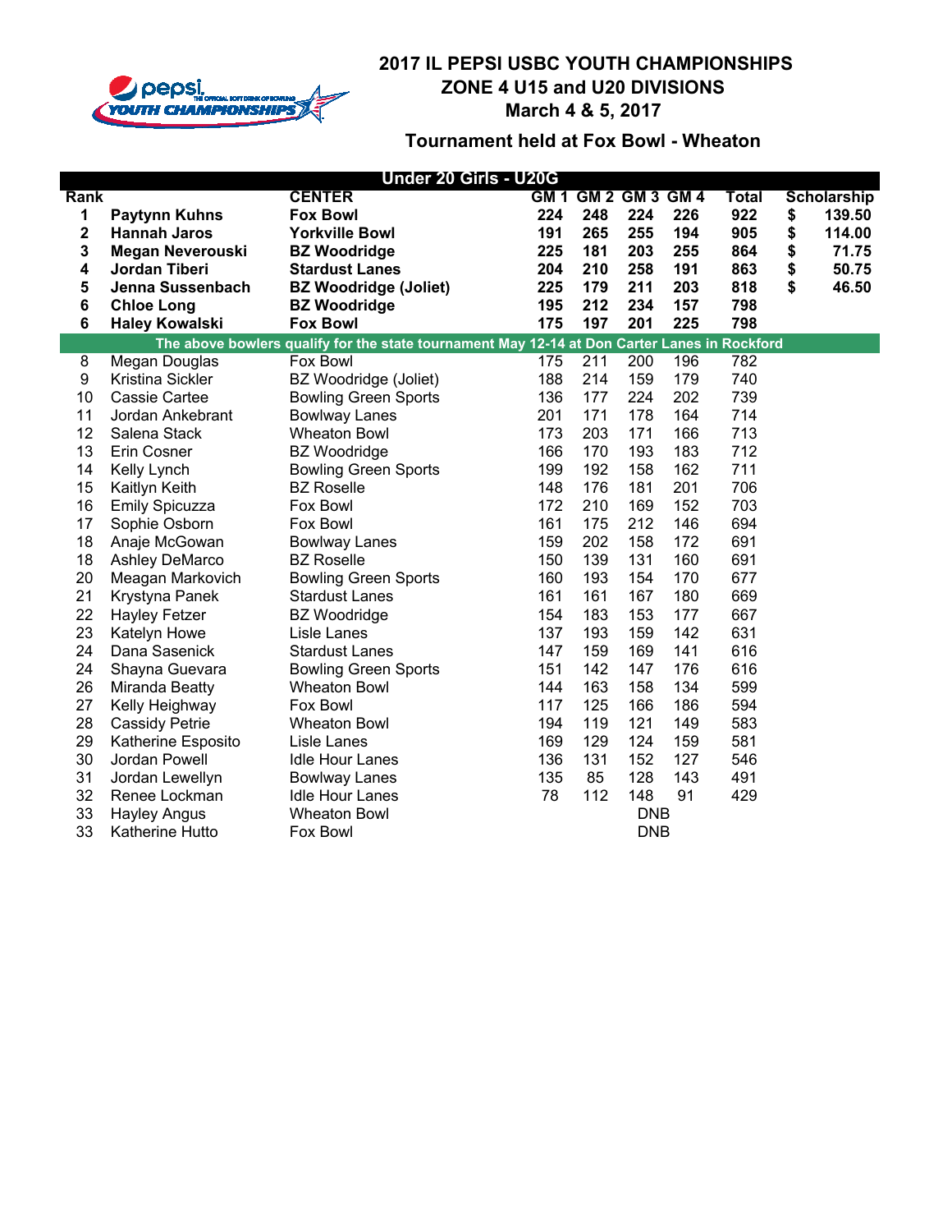# 2017 IL PEPSI USBC YOUTH CHAMPIONSHIPS
## ZONE 4 U15 and U20 DIVISIONS
### March 4 & 5, 2017

### Tournament held at Fox Bowl - Wheaton

**Under 20 Girls - U20G**

| Rank | | CENTER | GM 1 | GM 2 | GM 3 | GM 4 | Total | Scholarship |
|---|---|---|---|---|---|---|---|---|
| **1** | **Paytynn Kuhns** | **Fox Bowl** | **224** | **248** | **224** | **226** | **922** | **$ 139.50** |
| **2** | **Hannah Jaros** | **Yorkville Bowl** | **191** | **265** | **255** | **194** | **905** | **$ 114.00** |
| **3** | **Megan Neverouski** | **BZ Woodridge** | **225** | **181** | **203** | **255** | **864** | **$ 71.75** |
| **4** | **Jordan Tiberi** | **Stardust Lanes** | **204** | **210** | **258** | **191** | **863** | **$ 50.75** |
| **5** | **Jenna Sussenbach** | **BZ Woodridge (Joliet)** | **225** | **179** | **211** | **203** | **818** | **$ 46.50** |
| **6** | **Chloe Long** | **BZ Woodridge** | **195** | **212** | **234** | **157** | **798** | |
| **6** | **Haley Kowalski** | **Fox Bowl** | **175** | **197** | **201** | **225** | **798** | |
| **The above bowlers qualify for the state tournament May 12-14 at Don Carter Lanes in Rockford** | | | | | | | | |
| 8 | Megan Douglas | Fox Bowl | 175 | 211 | 200 | 196 | 782 | |
| 9 | Kristina Sickler | BZ Woodridge (Joliet) | 188 | 214 | 159 | 179 | 740 | |
| 10 | Cassie Cartee | Bowling Green Sports | 136 | 177 | 224 | 202 | 739 | |
| 11 | Jordan Ankebrant | Bowlway Lanes | 201 | 171 | 178 | 164 | 714 | |
| 12 | Salena Stack | Wheaton Bowl | 173 | 203 | 171 | 166 | 713 | |
| 13 | Erin Cosner | BZ Woodridge | 166 | 170 | 193 | 183 | 712 | |
| 14 | Kelly Lynch | Bowling Green Sports | 199 | 192 | 158 | 162 | 711 | |
| 15 | Kaitlyn Keith | BZ Roselle | 148 | 176 | 181 | 201 | 706 | |
| 16 | Emily Spicuzza | Fox Bowl | 172 | 210 | 169 | 152 | 703 | |
| 17 | Sophie Osborn | Fox Bowl | 161 | 175 | 212 | 146 | 694 | |
| 18 | Anaje McGowan | Bowlway Lanes | 159 | 202 | 158 | 172 | 691 | |
| 18 | Ashley DeMarco | BZ Roselle | 150 | 139 | 131 | 160 | 691 | |
| 20 | Meagan Markovich | Bowling Green Sports | 160 | 193 | 154 | 170 | 677 | |
| 21 | Krystyna Panek | Stardust Lanes | 161 | 161 | 167 | 180 | 669 | |
| 22 | Hayley Fetzer | BZ Woodridge | 154 | 183 | 153 | 177 | 667 | |
| 23 | Katelyn Howe | Lisle Lanes | 137 | 193 | 159 | 142 | 631 | |
| 24 | Dana Sasenick | Stardust Lanes | 147 | 159 | 169 | 141 | 616 | |
| 24 | Shayna Guevara | Bowling Green Sports | 151 | 142 | 147 | 176 | 616 | |
| 26 | Miranda Beatty | Wheaton Bowl | 144 | 163 | 158 | 134 | 599 | |
| 27 | Kelly Heighway | Fox Bowl | 117 | 125 | 166 | 186 | 594 | |
| 28 | Cassidy Petrie | Wheaton Bowl | 194 | 119 | 121 | 149 | 583 | |
| 29 | Katherine Esposito | Lisle Lanes | 169 | 129 | 124 | 159 | 581 | |
| 30 | Jordan Powell | Idle Hour Lanes | 136 | 131 | 152 | 127 | 546 | |
| 31 | Jordan Lewellyn | Bowlway Lanes | 135 | 85 | 128 | 143 | 491 | |
| 32 | Renee Lockman | Idle Hour Lanes | 78 | 112 | 148 | 91 | 429 | |
| 33 | Hayley Angus | Wheaton Bowl | | | DNB | | | |
| 33 | Katherine Hutto | Fox Bowl | | | DNB | | | |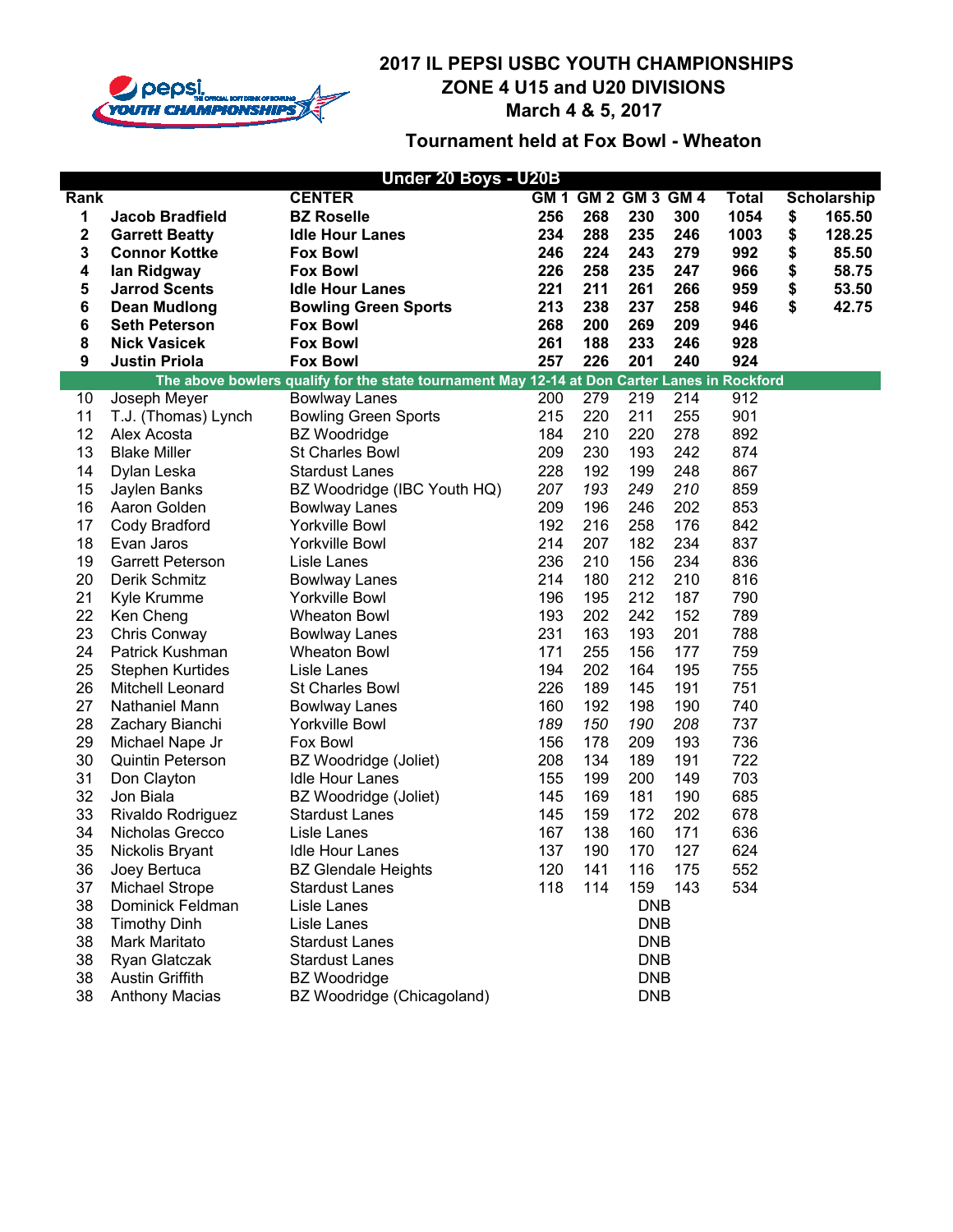# 2017 IL PEPSI USBC YOUTH CHAMPIONSHIPS
## ZONE 4 U15 and U20 DIVISIONS
## March 4 & 5, 2017

### Tournament held at Fox Bowl - Wheaton

**Under 20 Boys - U20B**

| Rank | | CENTER | GM 1 | GM 2 | GM 3 | GM 4 | Total | Scholarship |
|---|---|---|---|---|---|---|---|---|
| **1** | **Jacob Bradfield** | **BZ Roselle** | **256** | **268** | **230** | **300** | **1054** | **$ 165.50** |
| **2** | **Garrett Beatty** | **Idle Hour Lanes** | **234** | **288** | **235** | **246** | **1003** | **$ 128.25** |
| **3** | **Connor Kottke** | **Fox Bowl** | **246** | **224** | **243** | **279** | **992** | **$ 85.50** |
| **4** | **Ian Ridgway** | **Fox Bowl** | **226** | **258** | **235** | **247** | **966** | **$ 58.75** |
| **5** | **Jarrod Scents** | **Idle Hour Lanes** | **221** | **211** | **261** | **266** | **959** | **$ 53.50** |
| **6** | **Dean Mudlong** | **Bowling Green Sports** | **213** | **238** | **237** | **258** | **946** | **$ 42.75** |
| **6** | **Seth Peterson** | **Fox Bowl** | **268** | **200** | **269** | **209** | **946** | |
| **8** | **Nick Vasicek** | **Fox Bowl** | **261** | **188** | **233** | **246** | **928** | |
| **9** | **Justin Priola** | **Fox Bowl** | **257** | **226** | **201** | **240** | **924** | |
| | **The above bowlers qualify for the state tournament May 12-14 at Don Carter Lanes in Rockford** | | | | | | | |
| 10 | Joseph Meyer | Bowlway Lanes | 200 | 279 | 219 | 214 | 912 | |
| 11 | T.J. (Thomas) Lynch | Bowling Green Sports | 215 | 220 | 211 | 255 | 901 | |
| 12 | Alex Acosta | BZ Woodridge | 184 | 210 | 220 | 278 | 892 | |
| 13 | Blake Miller | St Charles Bowl | 209 | 230 | 193 | 242 | 874 | |
| 14 | Dylan Leska | Stardust Lanes | 228 | 192 | 199 | 248 | 867 | |
| 15 | Jaylen Banks | BZ Woodridge (IBC Youth HQ) | *207* | *193* | *249* | *210* | 859 | |
| 16 | Aaron Golden | Bowlway Lanes | 209 | 196 | 246 | 202 | 853 | |
| 17 | Cody Bradford | Yorkville Bowl | 192 | 216 | 258 | 176 | 842 | |
| 18 | Evan Jaros | Yorkville Bowl | 214 | 207 | 182 | 234 | 837 | |
| 19 | Garrett Peterson | Lisle Lanes | 236 | 210 | 156 | 234 | 836 | |
| 20 | Derik Schmitz | Bowlway Lanes | 214 | 180 | 212 | 210 | 816 | |
| 21 | Kyle Krumme | Yorkville Bowl | 196 | 195 | 212 | 187 | 790 | |
| 22 | Ken Cheng | Wheaton Bowl | 193 | 202 | 242 | 152 | 789 | |
| 23 | Chris Conway | Bowlway Lanes | 231 | 163 | 193 | 201 | 788 | |
| 24 | Patrick Kushman | Wheaton Bowl | 171 | 255 | 156 | 177 | 759 | |
| 25 | Stephen Kurtides | Lisle Lanes | 194 | 202 | 164 | 195 | 755 | |
| 26 | Mitchell Leonard | St Charles Bowl | 226 | 189 | 145 | 191 | 751 | |
| 27 | Nathaniel Mann | Bowlway Lanes | 160 | 192 | 198 | 190 | 740 | |
| 28 | Zachary Bianchi | Yorkville Bowl | *189* | *150* | *190* | *208* | 737 | |
| 29 | Michael Nape Jr | Fox Bowl | 156 | 178 | 209 | 193 | 736 | |
| 30 | Quintin Peterson | BZ Woodridge (Joliet) | 208 | 134 | 189 | 191 | 722 | |
| 31 | Don Clayton | Idle Hour Lanes | 155 | 199 | 200 | 149 | 703 | |
| 32 | Jon Biala | BZ Woodridge (Joliet) | 145 | 169 | 181 | 190 | 685 | |
| 33 | Rivaldo Rodriguez | Stardust Lanes | 145 | 159 | 172 | 202 | 678 | |
| 34 | Nicholas Grecco | Lisle Lanes | 167 | 138 | 160 | 171 | 636 | |
| 35 | Nickolis Bryant | Idle Hour Lanes | 137 | 190 | 170 | 127 | 624 | |
| 36 | Joey Bertuca | BZ Glendale Heights | 120 | 141 | 116 | 175 | 552 | |
| 37 | Michael Strope | Stardust Lanes | 118 | 114 | 159 | 143 | 534 | |
| 38 | Dominick Feldman | Lisle Lanes | | | DNB | | | |
| 38 | Timothy Dinh | Lisle Lanes | | | DNB | | | |
| 38 | Mark Maritato | Stardust Lanes | | | DNB | | | |
| 38 | Ryan Glatczak | Stardust Lanes | | | DNB | | | |
| 38 | Austin Griffith | BZ Woodridge | | | DNB | | | |
| 38 | Anthony Macias | BZ Woodridge (Chicagoland) | | | DNB | | | |